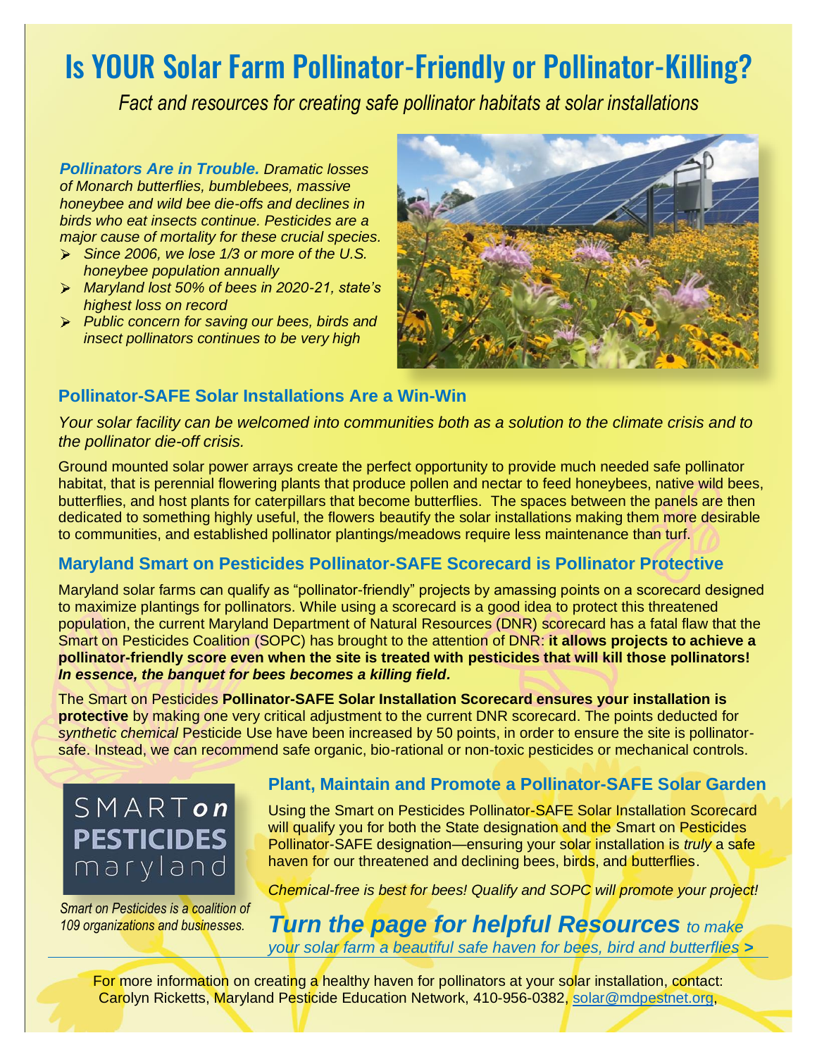# Is YOUR Solar Farm Pollinator-Friendly or Pollinator-Killing?

*Fact and resources for creating safe pollinator habitats at solar installations*

***Pollinators Are in Trouble.*** *Dramatic losses of Monarch butterflies, bumblebees, massive honeybee and wild bee die-offs and declines in birds who eat insects continue. Pesticides are a major cause of mortality for these crucial species.*

- *Since 2006, we lose 1/3 or more of the U.S. honeybee population annually*
- *Maryland lost 50% of bees in 2020-21, state's highest loss on record*
- *Public concern for saving our bees, birds and insect pollinators continues to be very high*

## Pollinator-SAFE Solar Installations Are a Win-Win

*Your solar facility can be welcomed into communities both as a solution to the climate crisis and to the pollinator die-off crisis.*

Ground mounted solar power arrays create the perfect opportunity to provide much needed safe pollinator habitat, that is perennial flowering plants that produce pollen and nectar to feed honeybees, native wild bees, butterflies, and host plants for caterpillars that become butterflies. The spaces between the panels are then dedicated to something highly useful, the flowers beautify the solar installations making them more desirable to communities, and established pollinator plantings/meadows require less maintenance than turf.

## Maryland Smart on Pesticides Pollinator-SAFE Scorecard is Pollinator Protective

Maryland solar farms can qualify as "pollinator-friendly" projects by amassing points on a scorecard designed to maximize plantings for pollinators. While using a scorecard is a good idea to protect this threatened population, the current Maryland Department of Natural Resources (DNR) scorecard has a fatal flaw that the Smart on Pesticides Coalition (SOPC) has brought to the attention of DNR: **it allows projects to achieve a pollinator-friendly score even when the site is treated with pesticides that will kill those pollinators!** ***In essence, the banquet for bees becomes a killing field.***

The Smart on Pesticides **Pollinator-SAFE Solar Installation Scorecard ensures your installation is protective** by making one very critical adjustment to the current DNR scorecard. The points deducted for *synthetic chemical* Pesticide Use have been increased by 50 points, in order to ensure the site is pollinator-safe. Instead, we can recommend safe organic, bio-rational or non-toxic pesticides or mechanical controls.

SMART *on* PESTICIDES maryland

*Smart on Pesticides is a coalition of 109 organizations and businesses.*

## Plant, Maintain and Promote a Pollinator-SAFE Solar Garden

Using the Smart on Pesticides Pollinator-SAFE Solar Installation Scorecard will qualify you for both the State designation and the Smart on Pesticides Pollinator-SAFE designation—ensuring your solar installation is *truly* a safe haven for our threatened and declining bees, birds, and butterflies.

*Chemical-free is best for bees! Qualify and SOPC will promote your project!*

***Turn the page for helpful Resources*** *to make your solar farm a beautiful safe haven for bees, bird and butterflies >*

For more information on creating a healthy haven for pollinators at your solar installation, contact: Carolyn Ricketts, Maryland Pesticide Education Network, 410-956-0382, solar@mdpestnet.org,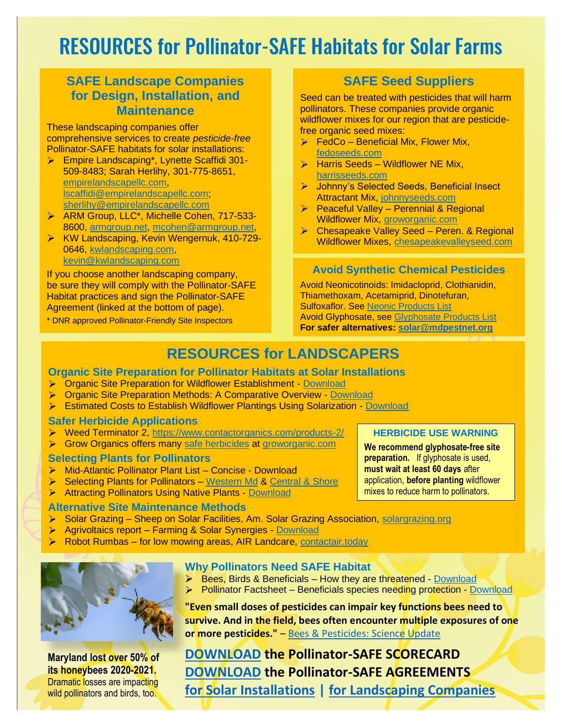# RESOURCES for Pollinator-SAFE Habitats for Solar Farms

## SAFE Landscape Companies for Design, Installation, and Maintenance

These landscaping companies offer comprehensive services to create *pesticide-free* Pollinator-SAFE habitats for solar installations:

- Empire Landscaping*, Lynette Scaffidi 301-509-8483; Sarah Herlihy, 301-775-8651, empirelandscapellc.com, lscaffidi@empirelandscapellc.com; sherlihy@empirelandscapellc.com
- ARM Group, LLC*, Michelle Cohen, 717-533-8600, armgroup.net, mcohen@armgroup.net,
- KW Landscaping, Kevin Wengernuk, 410-729-0646, kwlandscaping.com, kevin@kwlandscaping.com

If you choose another landscaping company, be sure they will comply with the Pollinator-SAFE Habitat practices and sign the Pollinator-SAFE Agreement (linked at the bottom of page).

* DNR approved Pollinator-Friendly Site Inspectors

## SAFE Seed Suppliers

Seed can be treated with pesticides that will harm pollinators. These companies provide organic wildflower mixes for our region that are pesticide-free organic seed mixes:

- FedCo – Beneficial Mix, Flower Mix, fedoseeds.com
- Harris Seeds – Wildflower NE Mix, harrisseeds.com
- Johnny's Selected Seeds, Beneficial Insect Attractant Mix, johnnyseeds.com
- Peaceful Valley – Perennial & Regional Wildflower Mix, groworganic.com
- Chesapeake Valley Seed – Peren. & Regional Wildflower Mixes, chesapeakevalleyseed.com

### Avoid Synthetic Chemical Pesticides

Avoid Neonicotinoids: Imidacloprid, Clothianidin, Thiamethoxam, Acetamiprid, Dinotefuran, Sulfoxaflor. See Neonic Products List
Avoid Glyphosate, see Glyphosate Products List
**For safer alternatives: solar@mdpestnet.org**

## RESOURCES for LANDSCAPERS

### Organic Site Preparation for Pollinator Habitats at Solar Installations

- Organic Site Preparation for Wildflower Establishment - Download
- Organic Site Preparation Methods: A Comparative Overview - Download
- Estimated Costs to Establish Wildflower Plantings Using Solarization - Download

### Safer Herbicide Applications

- Weed Terminator 2, https://www.contactorganics.com/products-2/
- Grow Organics offers many safe herbicides at groworganic.com

### Selecting Plants for Pollinators

- Mid-Atlantic Pollinator Plant List – Concise - Download
- Selecting Plants for Pollinators – Western Md & Central & Shore
- Attracting Pollinators Using Native Plants - Download

#### HERBICIDE USE WARNING

**We recommend glyphosate-free site preparation.** If glyphosate is used, **must wait at least 60 days** after application, **before planting** wildflower mixes to reduce harm to pollinators.

### Alternative Site Maintenance Methods

- Solar Grazing – Sheep on Solar Facilities, Am. Solar Grazing Association, solargrazing.org
- Agrivoltaics report – Farming & Solar Synergies - Download
- Robot Rumbas – for low mowing areas, AIR Landcare, contactair.today

**Maryland lost over 50% of its honeybees 2020-2021.** Dramatic losses are impacting wild pollinators and birds, too.

### Why Pollinators Need SAFE Habitat

- Bees, Birds & Beneficials – How they are threatened - Download
- Pollinator Factsheet – Beneficials species needing protection - Download

**"Even small doses of pesticides can impair key functions bees need to survive. And in the field, bees often encounter multiple exposures of one or more pesticides."** – Bees & Pesticides: Science Update

**DOWNLOAD the Pollinator-SAFE SCORECARD**
**DOWNLOAD the Pollinator-SAFE AGREEMENTS**
**for Solar Installations | for Landscaping Companies**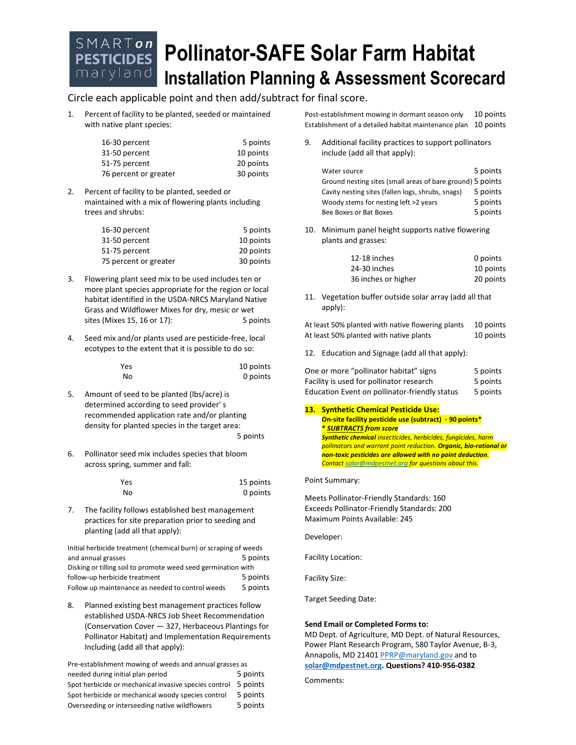# Pollinator-SAFE Solar Farm Habitat

## Installation Planning & Assessment Scorecard

SMART on PESTICIDES maryland

Circle each applicable point and then add/subtract for final score.

1. Percent of facility to be planted, seeded or maintained with native plant species:

| | |
|---|---|
| 16-30 percent | 5 points |
| 31-50 percent | 10 points |
| 51-75 percent | 20 points |
| 76 percent or greater | 30 points |

2. Percent of facility to be planted, seeded or maintained with a mix of flowering plants including trees and shrubs:

| | |
|---|---|
| 16-30 percent | 5 points |
| 31-50 percent | 10 points |
| 51-75 percent | 20 points |
| 75 percent or greater | 30 points |

3. Flowering plant seed mix to be used includes ten or more plant species appropriate for the region or local habitat identified in the USDA-NRCS Maryland Native Grass and Wildflower Mixes for dry, mesic or wet sites (Mixes 15, 16 or 17): 5 points

4. Seed mix and/or plants used are pesticide-free, local ecotypes to the extent that it is possible to do so:

| | |
|---|---|
| Yes | 10 points |
| No | 0 points |

5. Amount of seed to be planted (lbs/acre) is determined according to seed provider' s recommended application rate and/or planting density for planted species in the target area: 5 points

6. Pollinator seed mix includes species that bloom across spring, summer and fall:

| | |
|---|---|
| Yes | 15 points |
| No | 0 points |

7. The facility follows established best management practices for site preparation prior to seeding and planting (add all that apply):

| | |
|---|---|
| Initial herbicide treatment (chemical burn) or scraping of weeds and annual grasses | 5 points |
| Disking or tilling soil to promote weed seed germination with follow-up herbicide treatment | 5 points |
| Follow up maintenance as needed to control weeds | 5 points |

8. Planned existing best management practices follow established USDA-NRCS Job Sheet Recommendation (Conservation Cover — 327, Herbaceous Plantings for Pollinator Habitat) and Implementation Requirements Including (add all that apply):

| | |
|---|---|
| Pre-establishment mowing of weeds and annual grasses as needed during initial plan period | 5 points |
| Spot herbicide or mechanical invasive species control | 5 points |
| Spot herbicide or mechanical woody species control | 5 points |
| Overseeding or interseeding native wildflowers | 5 points |
| Post-establishment mowing in dormant season only | 10 points |
| Establishment of a detailed habitat maintenance plan | 10 points |

9. Additional facility practices to support pollinators include (add all that apply):

| | |
|---|---|
| Water source | 5 points |
| Ground nesting sites (small areas of bare ground) | 5 points |
| Cavity nesting sites (fallen logs, shrubs, snags) | 5 points |
| Woody stems for nesting left >2 years | 5 points |
| Bee Boxes or Bat Boxes | 5 points |

10. Minimum panel height supports native flowering plants and grasses:

| | |
|---|---|
| 12-18 inches | 0 points |
| 24-30 inches | 10 points |
| 36 inches or higher | 20 points |

11. Vegetation buffer outside solar array (add all that apply):

| | |
|---|---|
| At least 50% planted with native flowering plants | 10 points |
| At least 50% planted with native plants | 10 points |

12. Education and Signage (add all that apply):

| | |
|---|---|
| One or more "pollinator habitat" signs | 5 points |
| Facility is used for pollinator research | 5 points |
| Education Event on pollinator-friendly status | 5 points |

13. **Synthetic Chemical Pesticide Use:**
**On-site facility pesticide use (subtract) - 90 points***
***\* SUBTRACTS from score***
***Synthetic chemical** insecticides, herbicides, fungicides, harm pollinators and warrant point reduction. **Organic, bio-rational or non-toxic pesticides are allowed with no point deduction.** Contact solar@mdpestnet.org for questions about this.*

Point Summary:

Meets Pollinator-Friendly Standards: 160
Exceeds Pollinator-Friendly Standards: 200
Maximum Points Available: 245

Developer:

Facility Location:

Facility Size:

Target Seeding Date:

**Send Email or Completed Forms to:**
MD Dept. of Agriculture, MD Dept. of Natural Resources, Power Plant Research Program, 580 Taylor Avenue, B-3, Annapolis, MD 21401 PPRP@maryland.gov and to **solar@mdpestnet.org. Questions? 410-956-0382**

Comments: